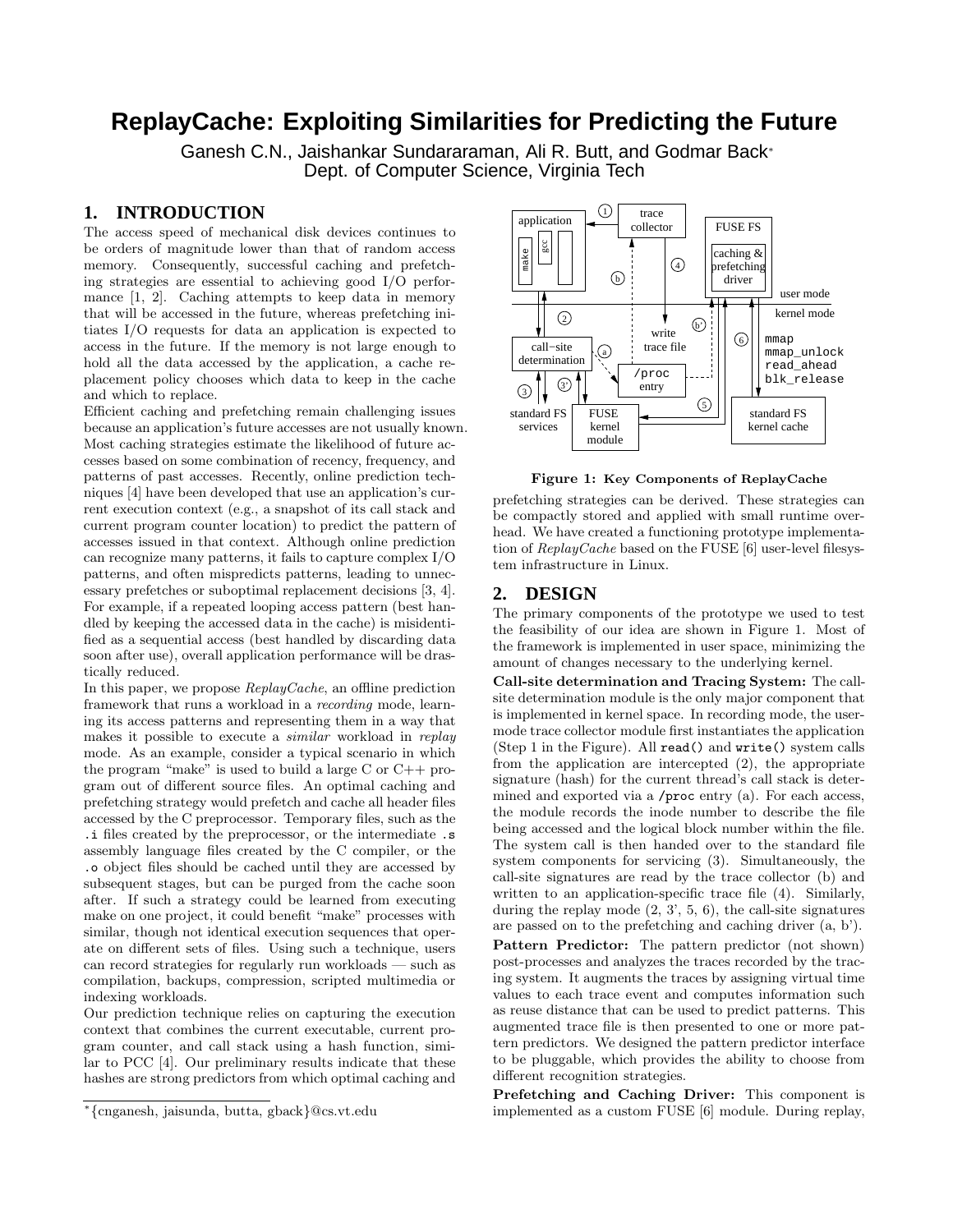# ReplayCache: Exploiting Similarities for Predicting the Future

Ganesh C.N., Jaishankar Sundararaman, Ali R. Butt, and Godmar Back*
Dept. of Computer Science, Virginia Tech

## 1. INTRODUCTION

The access speed of mechanical disk devices continues to be orders of magnitude lower than that of random access memory. Consequently, successful caching and prefetching strategies are essential to achieving good I/O performance [1, 2]. Caching attempts to keep data in memory that will be accessed in the future, whereas prefetching initiates I/O requests for data an application is expected to access in the future. If the memory is not large enough to hold all the data accessed by the application, a cache replacement policy chooses which data to keep in the cache and which to replace.

Efficient caching and prefetching remain challenging issues because an application's future accesses are not usually known. Most caching strategies estimate the likelihood of future accesses based on some combination of recency, frequency, and patterns of past accesses. Recently, online prediction techniques [4] have been developed that use an application's current execution context (e.g., a snapshot of its call stack and current program counter location) to predict the pattern of accesses issued in that context. Although online prediction can recognize many patterns, it fails to capture complex I/O patterns, and often mispredicts patterns, leading to unnecessary prefetches or suboptimal replacement decisions [3, 4]. For example, if a repeated looping access pattern (best handled by keeping the accessed data in the cache) is misidentified as a sequential access (best handled by discarding data soon after use), overall application performance will be drastically reduced.

In this paper, we propose *ReplayCache*, an offline prediction framework that runs a workload in a *recording* mode, learning its access patterns and representing them in a way that makes it possible to execute a *similar* workload in *replay* mode. As an example, consider a typical scenario in which the program "make" is used to build a large C or C++ program out of different source files. An optimal caching and prefetching strategy would prefetch and cache all header files accessed by the C preprocessor. Temporary files, such as the `.i` files created by the preprocessor, or the intermediate `.s` assembly language files created by the C compiler, or the `.o` object files should be cached until they are accessed by subsequent stages, but can be purged from the cache soon after. If such a strategy could be learned from executing make on one project, it could benefit "make" processes with similar, though not identical execution sequences that operate on different sets of files. Using such a technique, users can record strategies for regularly run workloads — such as compilation, backups, compression, scripted multimedia or indexing workloads.

Our prediction technique relies on capturing the execution context that combines the current executable, current program counter, and call stack using a hash function, similar to PCC [4]. Our preliminary results indicate that these hashes are strong predictors from which optimal caching and prefetching strategies can be derived. These strategies can be compactly stored and applied with small runtime overhead. We have created a functioning prototype implementation of *ReplayCache* based on the FUSE [6] user-level filesystem infrastructure in Linux.

**Figure 1: Key Components of ReplayCache**

## 2. DESIGN

The primary components of the prototype we used to test the feasibility of our idea are shown in Figure 1. Most of the framework is implemented in user space, minimizing the amount of changes necessary to the underlying kernel.

**Call-site determination and Tracing System:** The call-site determination module is the only major component that is implemented in kernel space. In recording mode, the user-mode trace collector module first instantiates the application (Step 1 in the Figure). All `read()` and `write()` system calls from the application are intercepted (2), the appropriate signature (hash) for the current thread's call stack is determined and exported via a `/proc` entry (a). For each access, the module records the inode number to describe the file being accessed and the logical block number within the file. The system call is then handed over to the standard file system components for servicing (3). Simultaneously, the call-site signatures are read by the trace collector (b) and written to an application-specific trace file (4). Similarly, during the replay mode (2, 3', 5, 6), the call-site signatures are passed on to the prefetching and caching driver (a, b').

**Pattern Predictor:** The pattern predictor (not shown) post-processes and analyzes the traces recorded by the tracing system. It augments the traces by assigning virtual time values to each trace event and computes information such as reuse distance that can be used to predict patterns. This augmented trace file is then presented to one or more pattern predictors. We designed the pattern predictor interface to be pluggable, which provides the ability to choose from different recognition strategies.

**Prefetching and Caching Driver:** This component is implemented as a custom FUSE [6] module. During replay,

---

*{cnganesh, jaisunda, butta, gback}@cs.vt.edu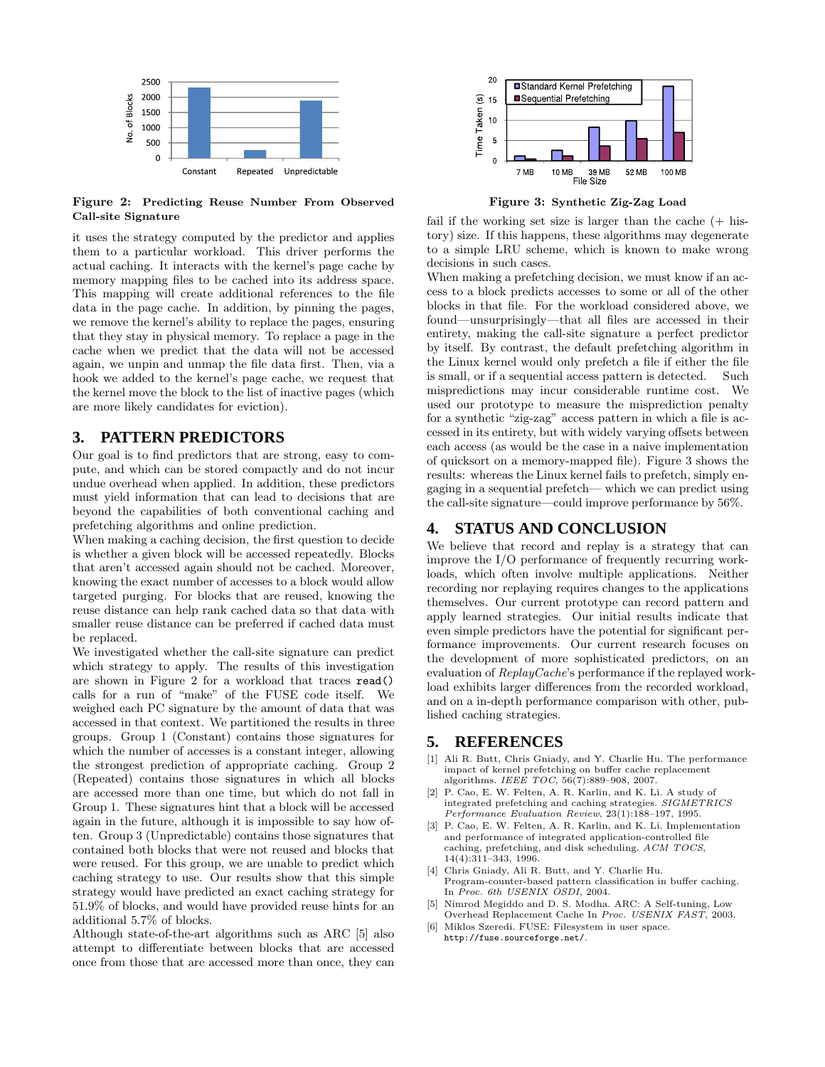2500
2000
1500
1000
500
0
No. of Blocks
Constant
Repeated
Unpredictable

**Figure 2: Predicting Reuse Number From Observed Call-site Signature**

it uses the strategy computed by the predictor and applies them to a particular workload. This driver performs the actual caching. It interacts with the kernel's page cache by memory mapping files to be cached into its address space. This mapping will create additional references to the file data in the page cache. In addition, by pinning the pages, we remove the kernel's ability to replace the pages, ensuring that they stay in physical memory. To replace a page in the cache when we predict that the data will not be accessed again, we unpin and unmap the file data first. Then, via a hook we added to the kernel's page cache, we request that the kernel move the block to the list of inactive pages (which are more likely candidates for eviction).

## 3. PATTERN PREDICTORS

Our goal is to find predictors that are strong, easy to compute, and which can be stored compactly and do not incur undue overhead when applied. In addition, these predictors must yield information that can lead to decisions that are beyond the capabilities of both conventional caching and prefetching algorithms and online prediction.

When making a caching decision, the first question to decide is whether a given block will be accessed repeatedly. Blocks that aren't accessed again should not be cached. Moreover, knowing the exact number of accesses to a block would allow targeted purging. For blocks that are reused, knowing the reuse distance can help rank cached data so that data with smaller reuse distance can be preferred if cached data must be replaced.

We investigated whether the call-site signature can predict which strategy to apply. The results of this investigation are shown in Figure 2 for a workload that traces `read()` calls for a run of "make" of the FUSE code itself. We weighed each PC signature by the amount of data that was accessed in that context. We partitioned the results in three groups. Group 1 (Constant) contains those signatures for which the number of accesses is a constant integer, allowing the strongest prediction of appropriate caching. Group 2 (Repeated) contains those signatures in which all blocks are accessed more than one time, but which do not fall in Group 1. These signatures hint that a block will be accessed again in the future, although it is impossible to say how often. Group 3 (Unpredictable) contains those signatures that contained both blocks that were not reused and blocks that were reused. For this group, we are unable to predict which caching strategy to use. Our results show that this simple strategy would have predicted an exact caching strategy for 51.9% of blocks, and would have provided reuse hints for an additional 5.7% of blocks.

Although state-of-the-art algorithms such as ARC [5] also attempt to differentiate between blocks that are accessed once from those that are accessed more than once, they can fail if the working set size is larger than the cache (+ history) size. If this happens, these algorithms may degenerate to a simple LRU scheme, which is known to make wrong decisions in such cases.

When making a prefetching decision, we must know if an access to a block predicts accesses to some or all of the other blocks in that file. For the workload considered above, we found—unsurprisingly—that all files are accessed in their entirety, making the call-site signature a perfect predictor by itself. By contrast, the default prefetching algorithm in the Linux kernel would only prefetch a file if either the file is small, or if a sequential access pattern is detected. Such mispredictions may incur considerable runtime cost. We used our prototype to measure the misprediction penalty for a synthetic "zig-zag" access pattern in which a file is accessed in its entirety, but with widely varying offsets between each access (as would be the case in a naive implementation of quicksort on a memory-mapped file). Figure 3 shows the results: whereas the Linux kernel fails to prefetch, simply engaging in a sequential prefetch— which we can predict using the call-site signature—could improve performance by 56%.

20
15
10
5
0
Time Taken (s)
Standard Kernel Prefetching
Sequential Prefetching
7 MB
10 MB
39 MB
52 MB
100 MB
File Size

**Figure 3: Synthetic Zig-Zag Load**

## 4. STATUS AND CONCLUSION

We believe that record and replay is a strategy that can improve the I/O performance of frequently recurring workloads, which often involve multiple applications. Neither recording nor replaying requires changes to the applications themselves. Our current prototype can record pattern and apply learned strategies. Our initial results indicate that even simple predictors have the potential for significant performance improvements. Our current research focuses on the development of more sophisticated predictors, on an evaluation of *ReplayCache*'s performance if the replayed workload exhibits larger differences from the recorded workload, and on a in-depth performance comparison with other, published caching strategies.

## 5. REFERENCES

[1] Ali R. Butt, Chris Gniady, and Y. Charlie Hu. The performance impact of kernel prefetching on buffer cache replacement algorithms. *IEEE TOC*, 56(7):889–908, 2007.

[2] P. Cao, E. W. Felten, A. R. Karlin, and K. Li. A study of integrated prefetching and caching strategies. *SIGMETRICS Performance Evaluation Review*, 23(1):188–197, 1995.

[3] P. Cao, E. W. Felten, A. R. Karlin, and K. Li. Implementation and performance of integrated application-controlled file caching, prefetching, and disk scheduling. *ACM TOCS*, 14(4):311–343, 1996.

[4] Chris Gniady, Ali R. Butt, and Y. Charlie Hu. Program-counter-based pattern classification in buffer caching. In *Proc. 6th USENIX OSDI*, 2004.

[5] Nimrod Megiddo and D. S. Modha. ARC: A Self-tuning, Low Overhead Replacement Cache In *Proc. USENIX FAST*, 2003.

[6] Miklos Szeredi. FUSE: Filesystem in user space. `http://fuse.sourceforge.net/`.